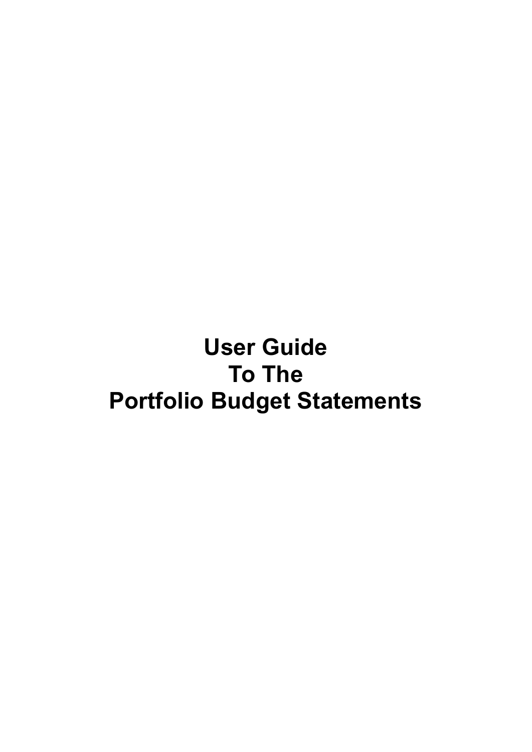# User Guide
# To The
# Portfolio Budget Statements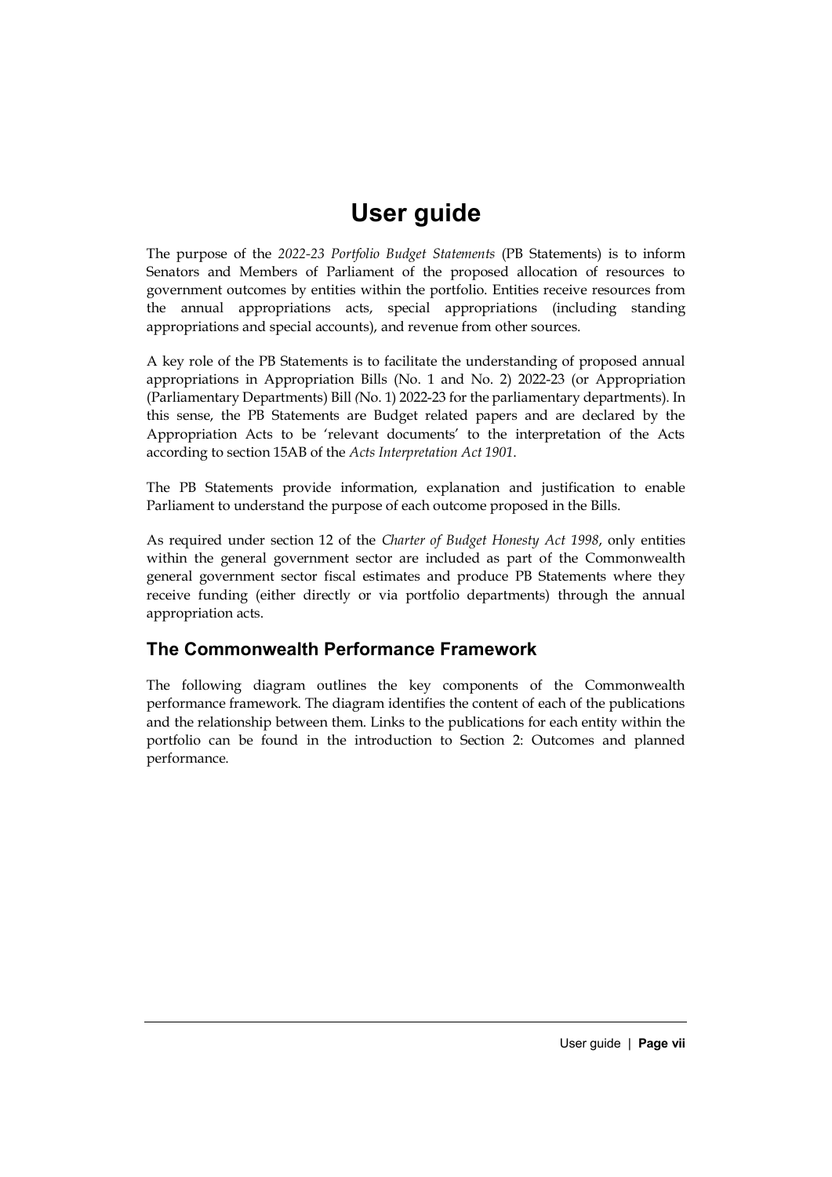# User guide

The purpose of the *2022-23 Portfolio Budget Statements* (PB Statements) is to inform Senators and Members of Parliament of the proposed allocation of resources to government outcomes by entities within the portfolio. Entities receive resources from the annual appropriations acts, special appropriations (including standing appropriations and special accounts), and revenue from other sources.

A key role of the PB Statements is to facilitate the understanding of proposed annual appropriations in Appropriation Bills (No. 1 and No. 2) 2022-23 (or Appropriation (Parliamentary Departments) Bill (No. 1) 2022-23 for the parliamentary departments). In this sense, the PB Statements are Budget related papers and are declared by the Appropriation Acts to be 'relevant documents' to the interpretation of the Acts according to section 15AB of the *Acts Interpretation Act 1901*.

The PB Statements provide information, explanation and justification to enable Parliament to understand the purpose of each outcome proposed in the Bills.

As required under section 12 of the *Charter of Budget Honesty Act 1998*, only entities within the general government sector are included as part of the Commonwealth general government sector fiscal estimates and produce PB Statements where they receive funding (either directly or via portfolio departments) through the annual appropriation acts.

## The Commonwealth Performance Framework

The following diagram outlines the key components of the Commonwealth performance framework. The diagram identifies the content of each of the publications and the relationship between them. Links to the publications for each entity within the portfolio can be found in the introduction to Section 2: Outcomes and planned performance.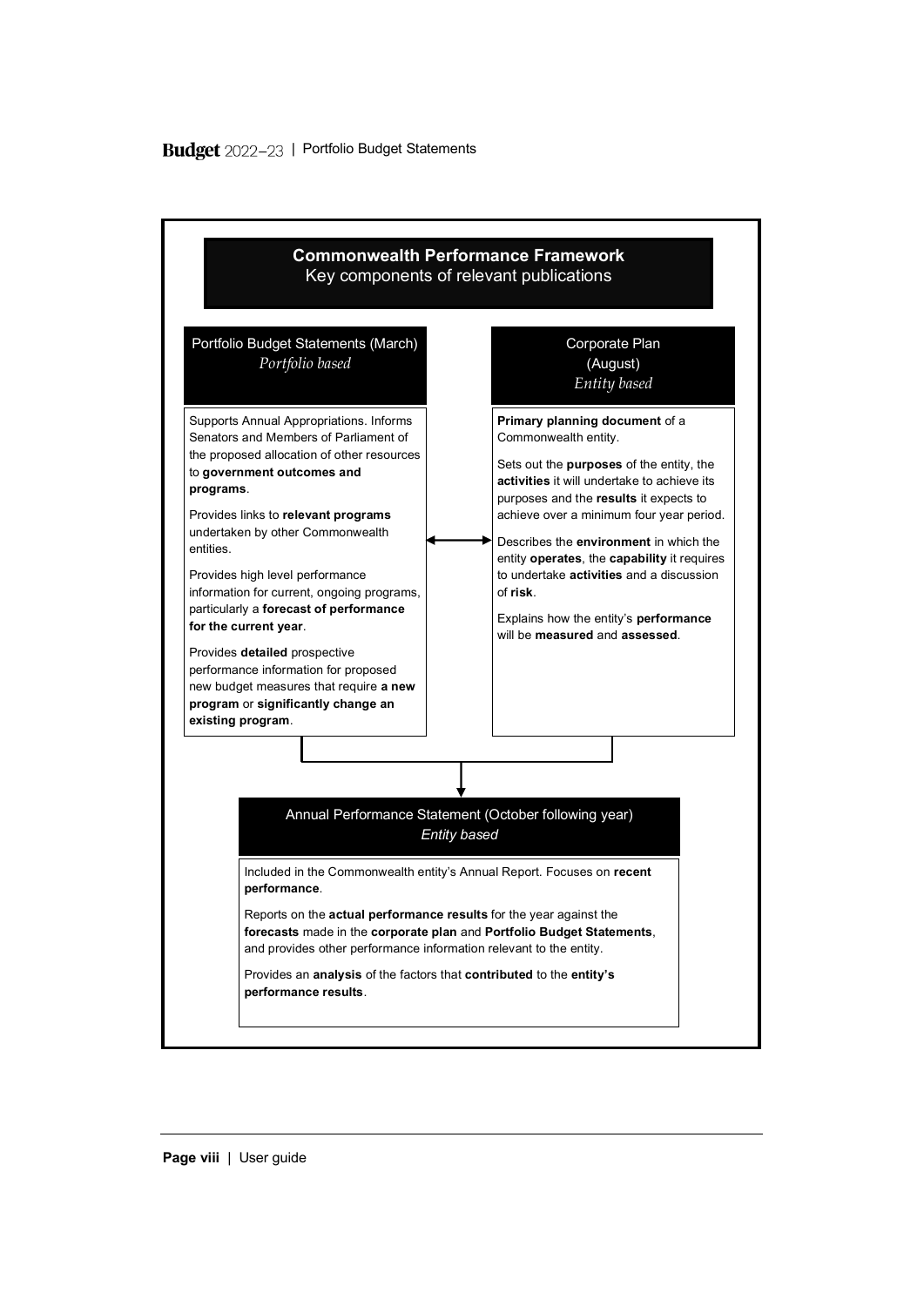## Commonwealth Performance Framework

Key components of relevant publications

### Portfolio Budget Statements (March)

*Portfolio based*

Supports Annual Appropriations. Informs Senators and Members of Parliament of the proposed allocation of other resources to **government outcomes and programs**.

Provides links to **relevant programs** undertaken by other Commonwealth entities.

Provides high level performance information for current, ongoing programs, particularly a **forecast of performance for the current year**.

Provides **detailed** prospective performance information for proposed new budget measures that require **a new program** or **significantly change an existing program**.

### Corporate Plan (August)

*Entity based*

**Primary planning document** of a Commonwealth entity.

Sets out the **purposes** of the entity, the **activities** it will undertake to achieve its purposes and the **results** it expects to achieve over a minimum four year period.

Describes the **environment** in which the entity **operates**, the **capability** it requires to undertake **activities** and a discussion of **risk**.

Explains how the entity's **performance** will be **measured** and **assessed**.

### Annual Performance Statement (October following year)

*Entity based*

Included in the Commonwealth entity's Annual Report. Focuses on **recent performance**.

Reports on the **actual performance results** for the year against the **forecasts** made in the **corporate plan** and **Portfolio Budget Statements**, and provides other performance information relevant to the entity.

Provides an **analysis** of the factors that **contributed** to the **entity's performance results**.